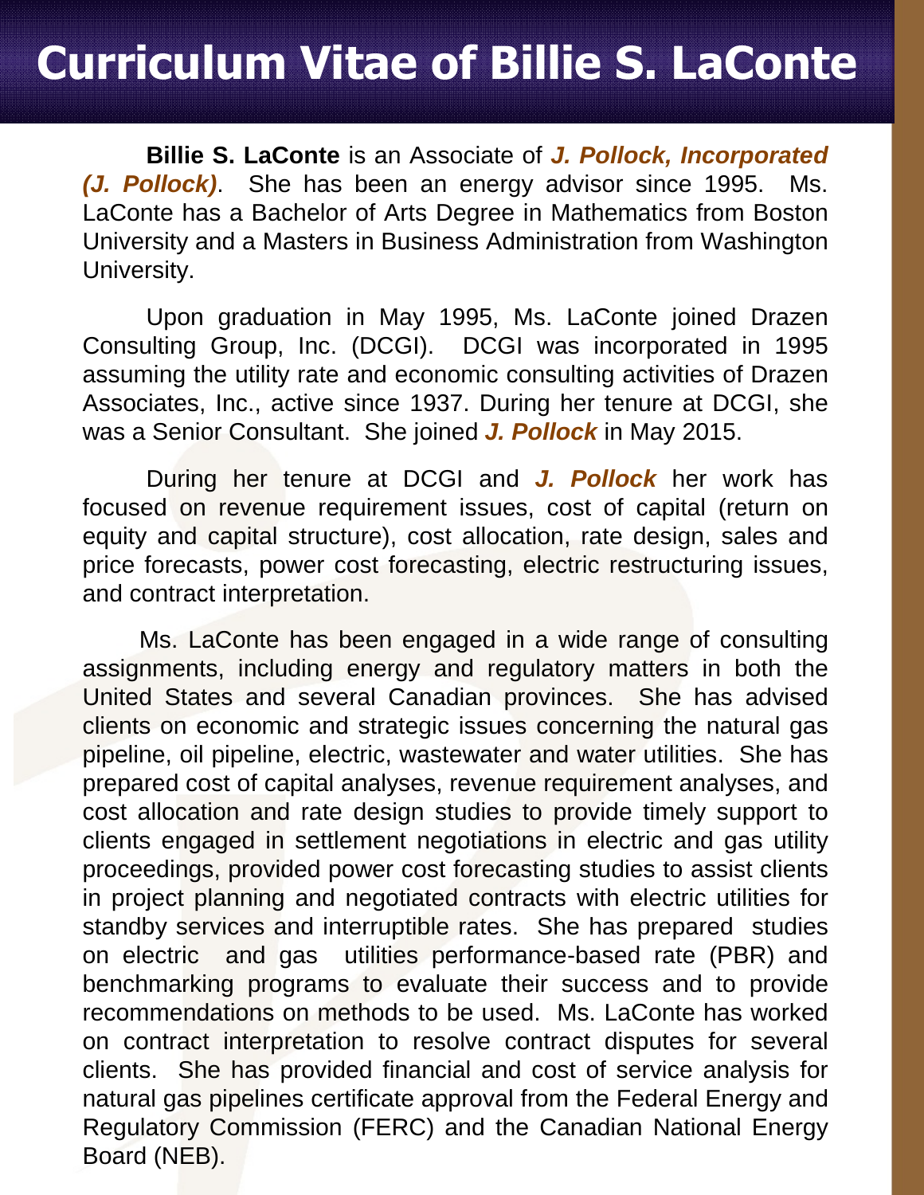# Curriculum Vitae of Billie S. LaConte

**Billie S. LaConte** is an Associate of ***J. Pollock, Incorporated (J. Pollock)***. She has been an energy advisor since 1995. Ms. LaConte has a Bachelor of Arts Degree in Mathematics from Boston University and a Masters in Business Administration from Washington University.

Upon graduation in May 1995, Ms. LaConte joined Drazen Consulting Group, Inc. (DCGI). DCGI was incorporated in 1995 assuming the utility rate and economic consulting activities of Drazen Associates, Inc., active since 1937. During her tenure at DCGI, she was a Senior Consultant. She joined ***J. Pollock*** in May 2015.

During her tenure at DCGI and ***J. Pollock*** her work has focused on revenue requirement issues, cost of capital (return on equity and capital structure), cost allocation, rate design, sales and price forecasts, power cost forecasting, electric restructuring issues, and contract interpretation.

Ms. LaConte has been engaged in a wide range of consulting assignments, including energy and regulatory matters in both the United States and several Canadian provinces. She has advised clients on economic and strategic issues concerning the natural gas pipeline, oil pipeline, electric, wastewater and water utilities. She has prepared cost of capital analyses, revenue requirement analyses, and cost allocation and rate design studies to provide timely support to clients engaged in settlement negotiations in electric and gas utility proceedings, provided power cost forecasting studies to assist clients in project planning and negotiated contracts with electric utilities for standby services and interruptible rates. She has prepared studies on electric and gas utilities performance-based rate (PBR) and benchmarking programs to evaluate their success and to provide recommendations on methods to be used. Ms. LaConte has worked on contract interpretation to resolve contract disputes for several clients. She has provided financial and cost of service analysis for natural gas pipelines certificate approval from the Federal Energy and Regulatory Commission (FERC) and the Canadian National Energy Board (NEB).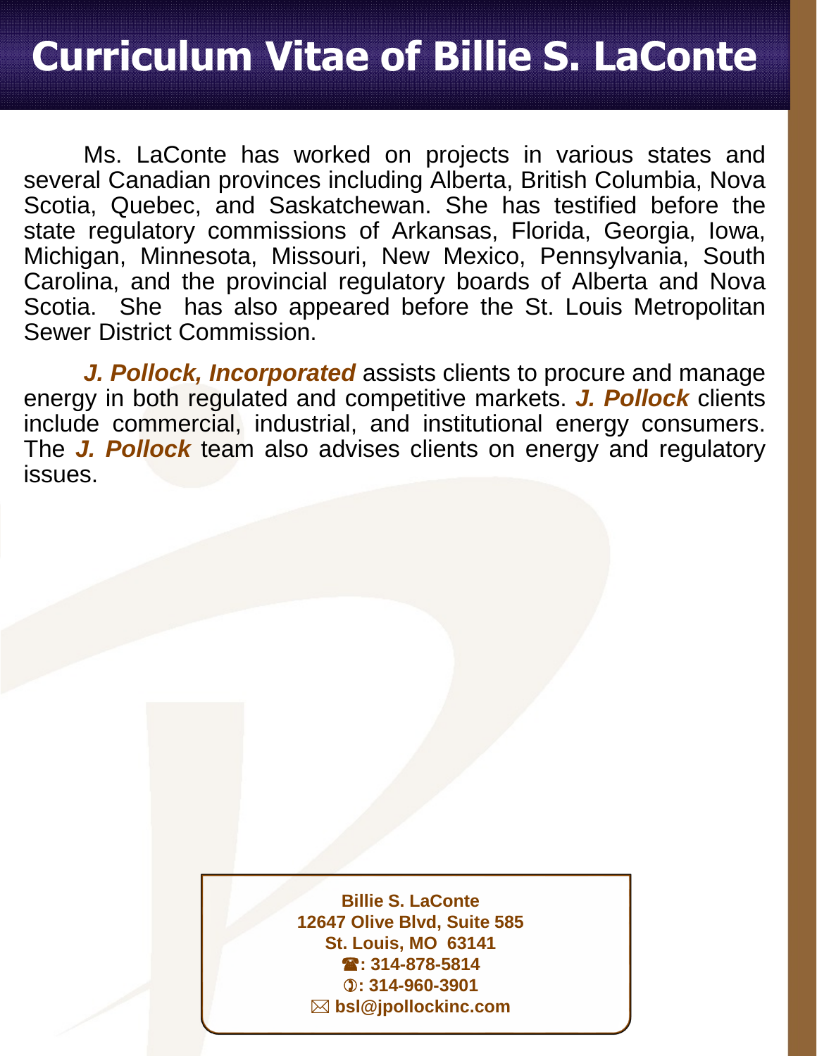# Curriculum Vitae of Billie S. LaConte

Ms. LaConte has worked on projects in various states and several Canadian provinces including Alberta, British Columbia, Nova Scotia, Quebec, and Saskatchewan. She has testified before the state regulatory commissions of Arkansas, Florida, Georgia, Iowa, Michigan, Minnesota, Missouri, New Mexico, Pennsylvania, South Carolina, and the provincial regulatory boards of Alberta and Nova Scotia. She has also appeared before the St. Louis Metropolitan Sewer District Commission.

***J. Pollock, Incorporated*** assists clients to procure and manage energy in both regulated and competitive markets. ***J. Pollock*** clients include commercial, industrial, and institutional energy consumers. The ***J. Pollock*** team also advises clients on energy and regulatory issues.

**Billie S. LaConte**
**12647 Olive Blvd, Suite 585**
**St. Louis, MO 63141**
**☎: 314-878-5814**
**✆: 314-960-3901**
**✉ bsl@jpollockinc.com**